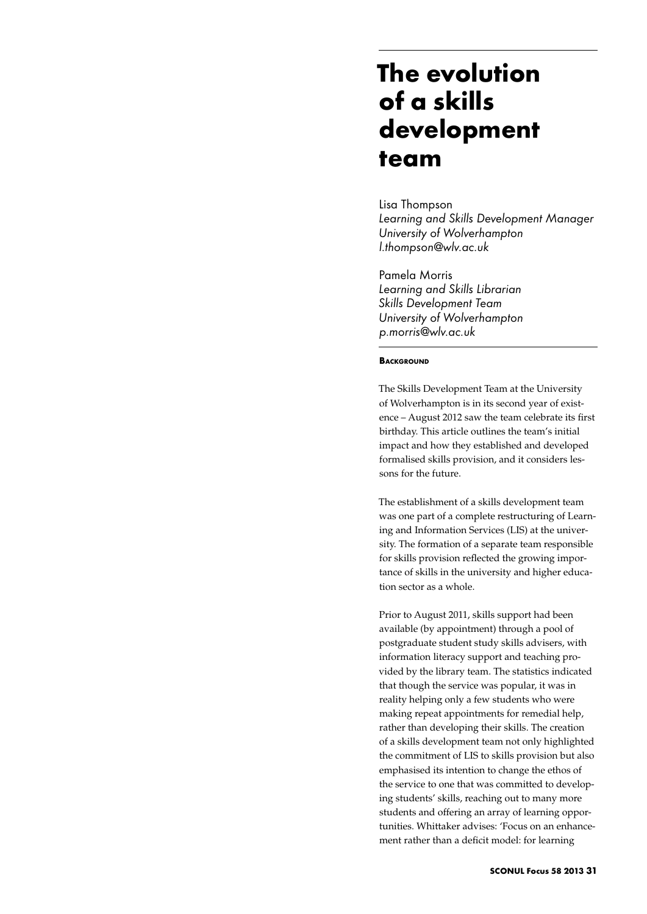# The evolution of a skills development team

Lisa Thompson
*Learning and Skills Development Manager*
*University of Wolverhampton*
*l.thompson@wlv.ac.uk*

Pamela Morris
*Learning and Skills Librarian*
*Skills Development Team*
*University of Wolverhampton*
*p.morris@wlv.ac.uk*

## Background

The Skills Development Team at the University of Wolverhampton is in its second year of existence – August 2012 saw the team celebrate its first birthday. This article outlines the team's initial impact and how they established and developed formalised skills provision, and it considers lessons for the future.

The establishment of a skills development team was one part of a complete restructuring of Learning and Information Services (LIS) at the university. The formation of a separate team responsible for skills provision reflected the growing importance of skills in the university and higher education sector as a whole.

Prior to August 2011, skills support had been available (by appointment) through a pool of postgraduate student study skills advisers, with information literacy support and teaching provided by the library team. The statistics indicated that though the service was popular, it was in reality helping only a few students who were making repeat appointments for remedial help, rather than developing their skills. The creation of a skills development team not only highlighted the commitment of LIS to skills provision but also emphasised its intention to change the ethos of the service to one that was committed to developing students' skills, reaching out to many more students and offering an array of learning opportunities. Whittaker advises: 'Focus on an enhancement rather than a deficit model: for learning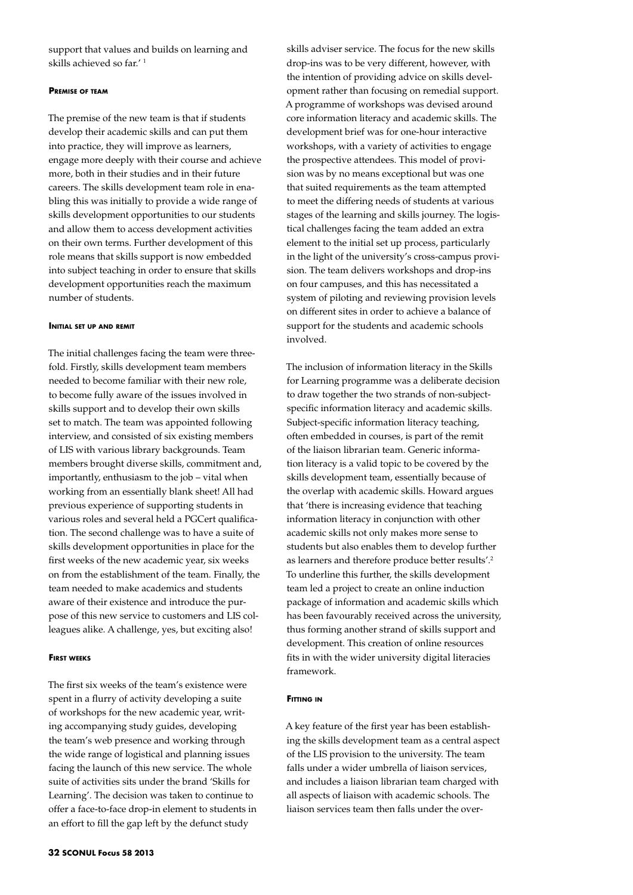support that values and builds on learning and skills achieved so far.'[1]

### Premise of team

The premise of the new team is that if students develop their academic skills and can put them into practice, they will improve as learners, engage more deeply with their course and achieve more, both in their studies and in their future careers. The skills development team role in enabling this was initially to provide a wide range of skills development opportunities to our students and allow them to access development activities on their own terms. Further development of this role means that skills support is now embedded into subject teaching in order to ensure that skills development opportunities reach the maximum number of students.

### Initial set up and remit

The initial challenges facing the team were threefold. Firstly, skills development team members needed to become familiar with their new role, to become fully aware of the issues involved in skills support and to develop their own skills set to match. The team was appointed following interview, and consisted of six existing members of LIS with various library backgrounds. Team members brought diverse skills, commitment and, importantly, enthusiasm to the job – vital when working from an essentially blank sheet! All had previous experience of supporting students in various roles and several held a PGCert qualification. The second challenge was to have a suite of skills development opportunities in place for the first weeks of the new academic year, six weeks on from the establishment of the team. Finally, the team needed to make academics and students aware of their existence and introduce the purpose of this new service to customers and LIS colleagues alike. A challenge, yes, but exciting also!

### First weeks

The first six weeks of the team's existence were spent in a flurry of activity developing a suite of workshops for the new academic year, writing accompanying study guides, developing the team's web presence and working through the wide range of logistical and planning issues facing the launch of this new service. The whole suite of activities sits under the brand 'Skills for Learning'. The decision was taken to continue to offer a face-to-face drop-in element to students in an effort to fill the gap left by the defunct study skills adviser service. The focus for the new skills drop-ins was to be very different, however, with the intention of providing advice on skills development rather than focusing on remedial support. A programme of workshops was devised around core information literacy and academic skills. The development brief was for one-hour interactive workshops, with a variety of activities to engage the prospective attendees. This model of provision was by no means exceptional but was one that suited requirements as the team attempted to meet the differing needs of students at various stages of the learning and skills journey. The logistical challenges facing the team added an extra element to the initial set up process, particularly in the light of the university's cross-campus provision. The team delivers workshops and drop-ins on four campuses, and this has necessitated a system of piloting and reviewing provision levels on different sites in order to achieve a balance of support for the students and academic schools involved.

The inclusion of information literacy in the Skills for Learning programme was a deliberate decision to draw together the two strands of non-subject-specific information literacy and academic skills. Subject-specific information literacy teaching, often embedded in courses, is part of the remit of the liaison librarian team. Generic information literacy is a valid topic to be covered by the skills development team, essentially because of the overlap with academic skills. Howard argues that 'there is increasing evidence that teaching information literacy in conjunction with other academic skills not only makes more sense to students but also enables them to develop further as learners and therefore produce better results'.[2] To underline this further, the skills development team led a project to create an online induction package of information and academic skills which has been favourably received across the university, thus forming another strand of skills support and development. This creation of online resources fits in with the wider university digital literacies framework.

### Fitting in

A key feature of the first year has been establishing the skills development team as a central aspect of the LIS provision to the university. The team falls under a wider umbrella of liaison services, and includes a liaison librarian team charged with all aspects of liaison with academic schools. The liaison services team then falls under the over-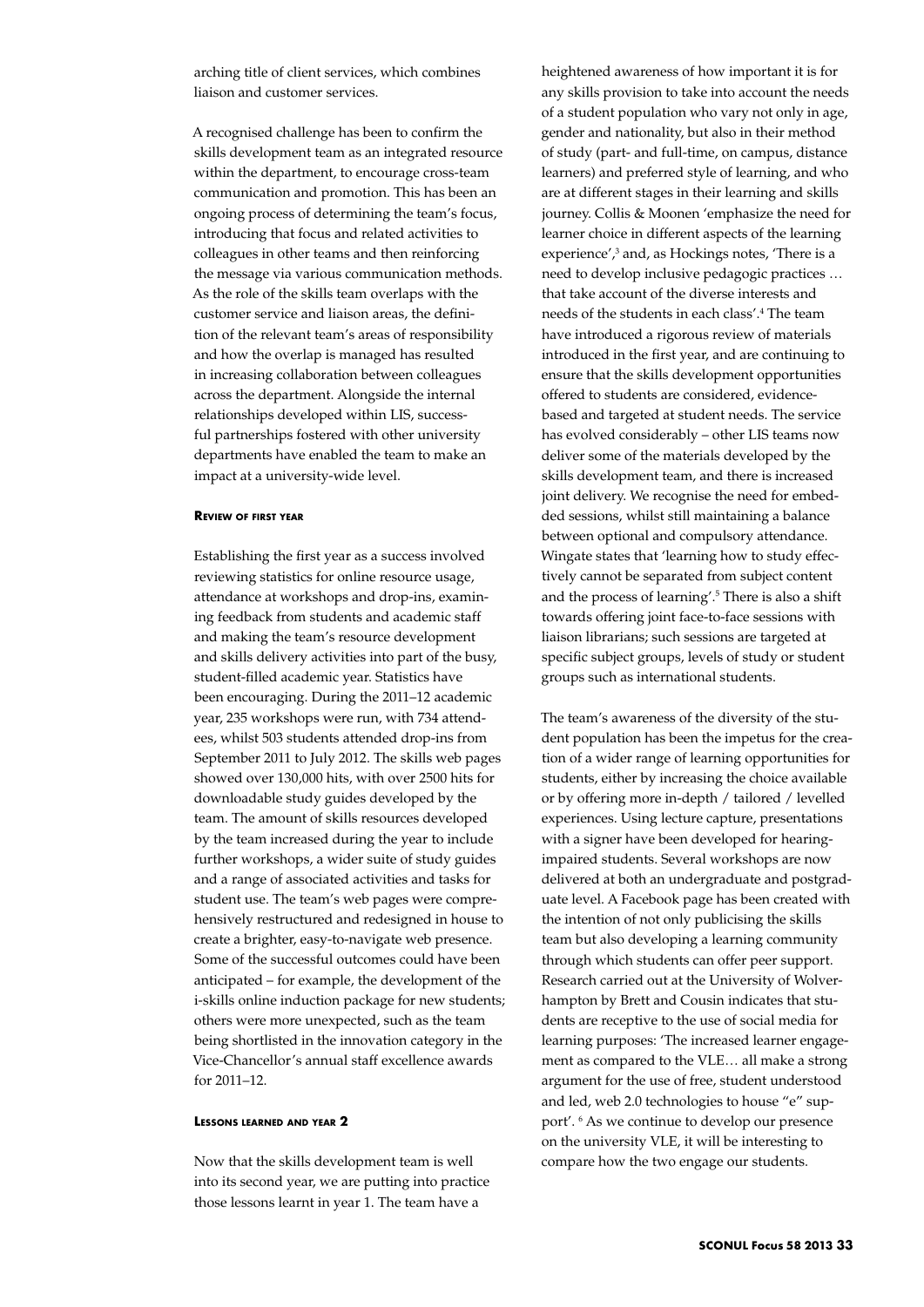arching title of client services, which combines liaison and customer services.

A recognised challenge has been to confirm the skills development team as an integrated resource within the department, to encourage cross-team communication and promotion. This has been an ongoing process of determining the team's focus, introducing that focus and related activities to colleagues in other teams and then reinforcing the message via various communication methods. As the role of the skills team overlaps with the customer service and liaison areas, the definition of the relevant team's areas of responsibility and how the overlap is managed has resulted in increasing collaboration between colleagues across the department. Alongside the internal relationships developed within LIS, successful partnerships fostered with other university departments have enabled the team to make an impact at a university-wide level.

#### Review of first year

Establishing the first year as a success involved reviewing statistics for online resource usage, attendance at workshops and drop-ins, examining feedback from students and academic staff and making the team's resource development and skills delivery activities into part of the busy, student-filled academic year. Statistics have been encouraging. During the 2011–12 academic year, 235 workshops were run, with 734 attendees, whilst 503 students attended drop-ins from September 2011 to July 2012. The skills web pages showed over 130,000 hits, with over 2500 hits for downloadable study guides developed by the team. The amount of skills resources developed by the team increased during the year to include further workshops, a wider suite of study guides and a range of associated activities and tasks for student use. The team's web pages were comprehensively restructured and redesigned in house to create a brighter, easy-to-navigate web presence. Some of the successful outcomes could have been anticipated – for example, the development of the i-skills online induction package for new students; others were more unexpected, such as the team being shortlisted in the innovation category in the Vice-Chancellor's annual staff excellence awards for 2011–12.

#### Lessons learned and year 2

Now that the skills development team is well into its second year, we are putting into practice those lessons learnt in year 1. The team have a heightened awareness of how important it is for any skills provision to take into account the needs of a student population who vary not only in age, gender and nationality, but also in their method of study (part- and full-time, on campus, distance learners) and preferred style of learning, and who are at different stages in their learning and skills journey. Collis & Moonen 'emphasize the need for learner choice in different aspects of the learning experience',[3] and, as Hockings notes, 'There is a need to develop inclusive pedagogic practices … that take account of the diverse interests and needs of the students in each class'.[4] The team have introduced a rigorous review of materials introduced in the first year, and are continuing to ensure that the skills development opportunities offered to students are considered, evidence-based and targeted at student needs. The service has evolved considerably – other LIS teams now deliver some of the materials developed by the skills development team, and there is increased joint delivery. We recognise the need for embedded sessions, whilst still maintaining a balance between optional and compulsory attendance. Wingate states that 'learning how to study effectively cannot be separated from subject content and the process of learning'.[5] There is also a shift towards offering joint face-to-face sessions with liaison librarians; such sessions are targeted at specific subject groups, levels of study or student groups such as international students.

The team's awareness of the diversity of the student population has been the impetus for the creation of a wider range of learning opportunities for students, either by increasing the choice available or by offering more in-depth / tailored / levelled experiences. Using lecture capture, presentations with a signer have been developed for hearing-impaired students. Several workshops are now delivered at both an undergraduate and postgraduate level. A Facebook page has been created with the intention of not only publicising the skills team but also developing a learning community through which students can offer peer support. Research carried out at the University of Wolverhampton by Brett and Cousin indicates that students are receptive to the use of social media for learning purposes: 'The increased learner engagement as compared to the VLE… all make a strong argument for the use of free, student understood and led, web 2.0 technologies to house "e" support'. [6] As we continue to develop our presence on the university VLE, it will be interesting to compare how the two engage our students.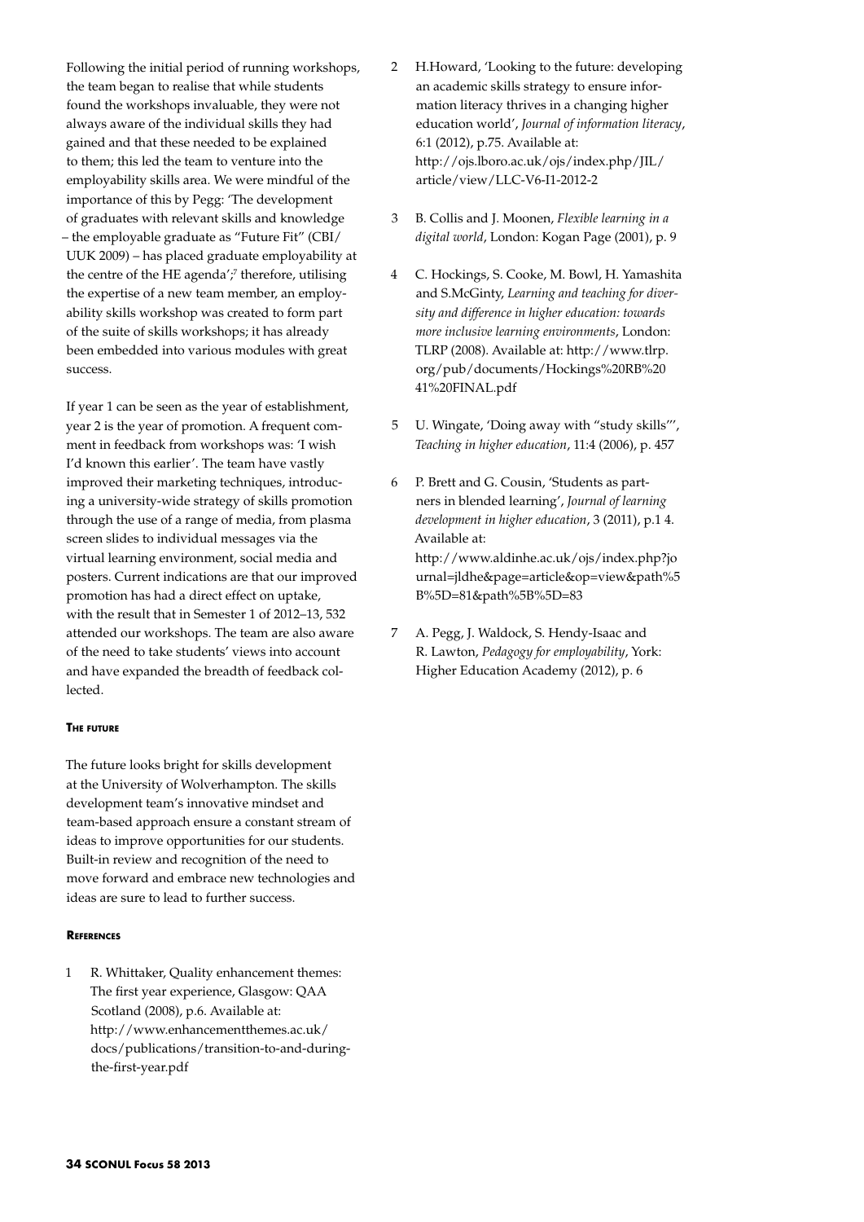Following the initial period of running workshops, the team began to realise that while students found the workshops invaluable, they were not always aware of the individual skills they had gained and that these needed to be explained to them; this led the team to venture into the employability skills area. We were mindful of the importance of this by Pegg: 'The development of graduates with relevant skills and knowledge – the employable graduate as "Future Fit" (CBI/UUK 2009) – has placed graduate employability at the centre of the HE agenda';[7] therefore, utilising the expertise of a new team member, an employability skills workshop was created to form part of the suite of skills workshops; it has already been embedded into various modules with great success.

If year 1 can be seen as the year of establishment, year 2 is the year of promotion. A frequent comment in feedback from workshops was: 'I wish I'd known this earlier'. The team have vastly improved their marketing techniques, introducing a university-wide strategy of skills promotion through the use of a range of media, from plasma screen slides to individual messages via the virtual learning environment, social media and posters. Current indications are that our improved promotion has had a direct effect on uptake, with the result that in Semester 1 of 2012–13, 532 attended our workshops. The team are also aware of the need to take students' views into account and have expanded the breadth of feedback collected.

### The future

The future looks bright for skills development at the University of Wolverhampton. The skills development team's innovative mindset and team-based approach ensure a constant stream of ideas to improve opportunities for our students. Built-in review and recognition of the need to move forward and embrace new technologies and ideas are sure to lead to further success.

### References

1. R. Whittaker, Quality enhancement themes: The first year experience, Glasgow: QAA Scotland (2008), p.6. Available at: http://www.enhancementthemes.ac.uk/docs/publications/transition-to-and-during-the-first-year.pdf
2. H.Howard, 'Looking to the future: developing an academic skills strategy to ensure information literacy thrives in a changing higher education world', *Journal of information literacy*, 6:1 (2012), p.75. Available at: http://ojs.lboro.ac.uk/ojs/index.php/JIL/article/view/LLC-V6-I1-2012-2
3. B. Collis and J. Moonen, *Flexible learning in a digital world*, London: Kogan Page (2001), p. 9
4. C. Hockings, S. Cooke, M. Bowl, H. Yamashita and S.McGinty, *Learning and teaching for diversity and difference in higher education: towards more inclusive learning environments*, London: TLRP (2008). Available at: http://www.tlrp.org/pub/documents/Hockings%20RB%2041%20FINAL.pdf
5. U. Wingate, 'Doing away with "study skills"', *Teaching in higher education*, 11:4 (2006), p. 457
6. P. Brett and G. Cousin, 'Students as partners in blended learning', *Journal of learning development in higher education*, 3 (2011), p.1 4. Available at: http://www.aldinhe.ac.uk/ojs/index.php?journal=jldhe&page=article&op=view&path%5B%5D=81&path%5B%5D=83
7. A. Pegg, J. Waldock, S. Hendy-Isaac and R. Lawton, *Pedagogy for employability*, York: Higher Education Academy (2012), p. 6